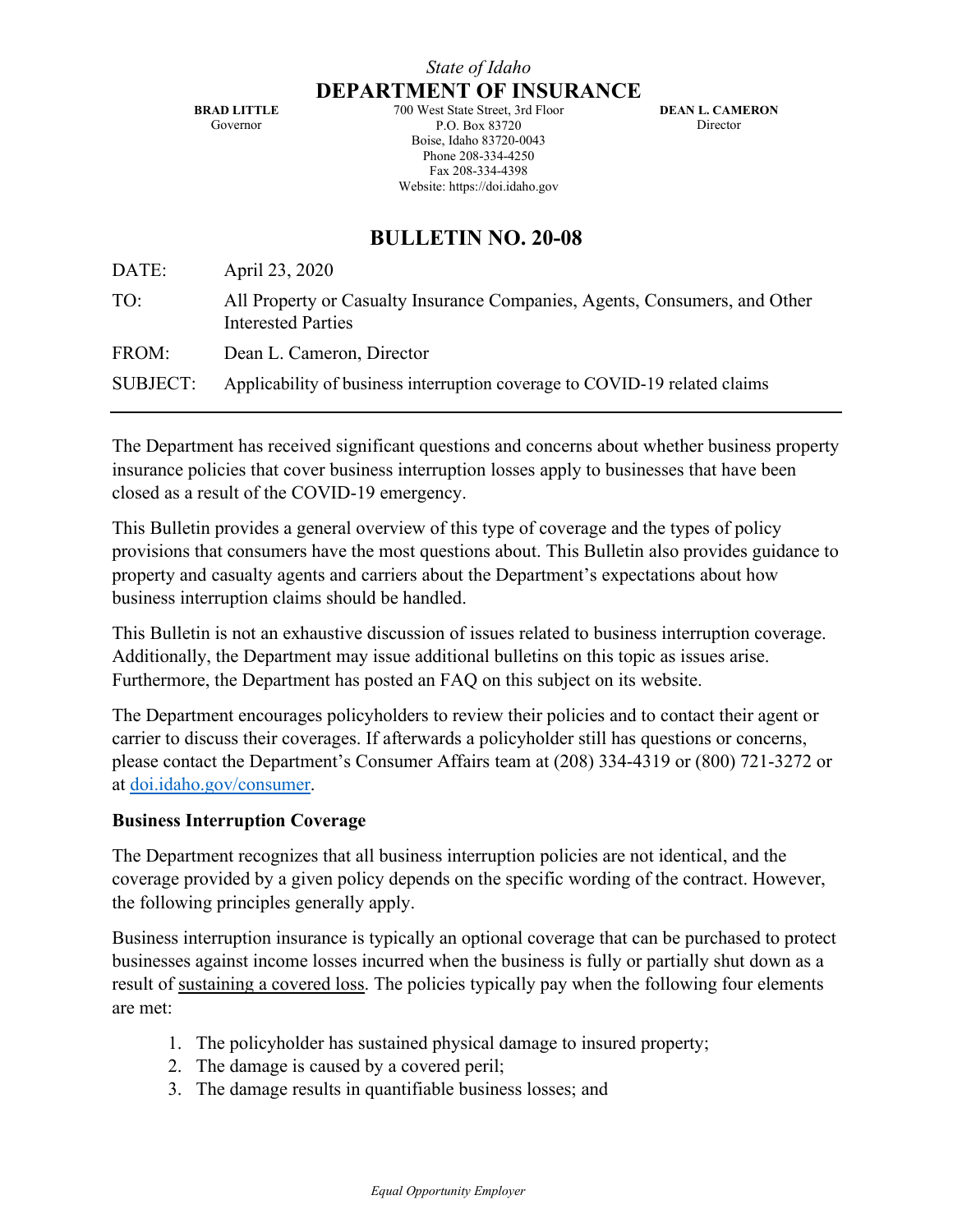*State of Idaho*

# DEPARTMENT OF INSURANCE

**BRAD LITTLE**
Governor

700 West State Street, 3rd Floor
P.O. Box 83720
Boise, Idaho 83720-0043
Phone 208-334-4250
Fax 208-334-4398
Website: https://doi.idaho.gov

**DEAN L. CAMERON**
Director

## BULLETIN NO. 20-08

| | |
|---|---|
| DATE: | April 23, 2020 |
| TO: | All Property or Casualty Insurance Companies, Agents, Consumers, and Other Interested Parties |
| FROM: | Dean L. Cameron, Director |
| SUBJECT: | Applicability of business interruption coverage to COVID-19 related claims |

---

The Department has received significant questions and concerns about whether business property insurance policies that cover business interruption losses apply to businesses that have been closed as a result of the COVID-19 emergency.

This Bulletin provides a general overview of this type of coverage and the types of policy provisions that consumers have the most questions about. This Bulletin also provides guidance to property and casualty agents and carriers about the Department's expectations about how business interruption claims should be handled.

This Bulletin is not an exhaustive discussion of issues related to business interruption coverage. Additionally, the Department may issue additional bulletins on this topic as issues arise. Furthermore, the Department has posted an FAQ on this subject on its website.

The Department encourages policyholders to review their policies and to contact their agent or carrier to discuss their coverages. If afterwards a policyholder still has questions or concerns, please contact the Department's Consumer Affairs team at (208) 334-4319 or (800) 721-3272 or at [doi.idaho.gov/consumer](doi.idaho.gov/consumer).

**Business Interruption Coverage**

The Department recognizes that all business interruption policies are not identical, and the coverage provided by a given policy depends on the specific wording of the contract. However, the following principles generally apply.

Business interruption insurance is typically an optional coverage that can be purchased to protect businesses against income losses incurred when the business is fully or partially shut down as a result of <u>sustaining a covered loss</u>. The policies typically pay when the following four elements are met:

1. The policyholder has sustained physical damage to insured property;
2. The damage is caused by a covered peril;
3. The damage results in quantifiable business losses; and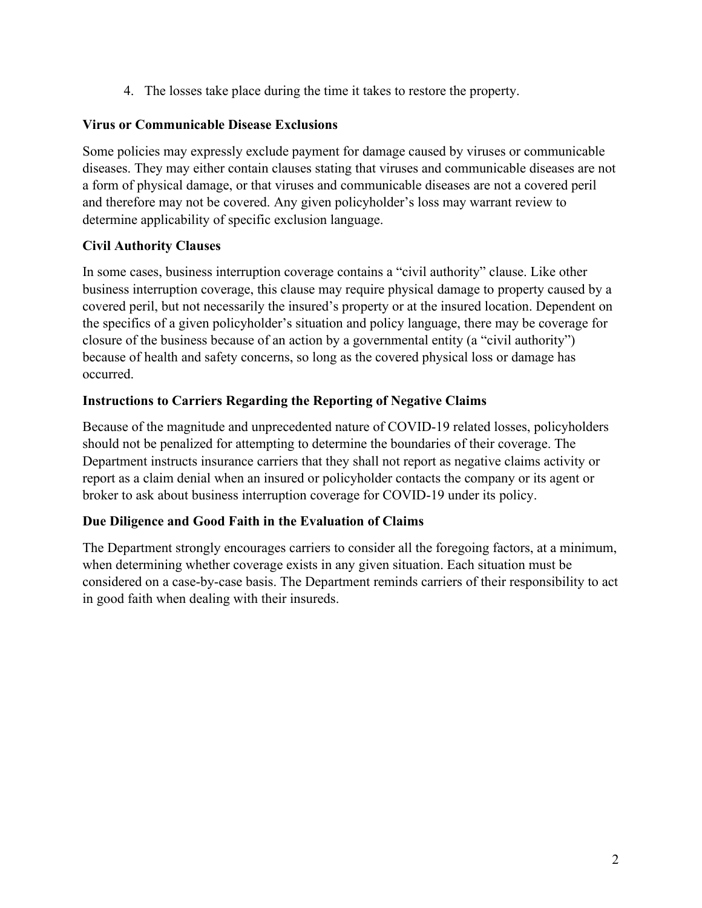4. The losses take place during the time it takes to restore the property.

**Virus or Communicable Disease Exclusions**

Some policies may expressly exclude payment for damage caused by viruses or communicable diseases. They may either contain clauses stating that viruses and communicable diseases are not a form of physical damage, or that viruses and communicable diseases are not a covered peril and therefore may not be covered. Any given policyholder's loss may warrant review to determine applicability of specific exclusion language.

**Civil Authority Clauses**

In some cases, business interruption coverage contains a "civil authority" clause. Like other business interruption coverage, this clause may require physical damage to property caused by a covered peril, but not necessarily the insured's property or at the insured location. Dependent on the specifics of a given policyholder's situation and policy language, there may be coverage for closure of the business because of an action by a governmental entity (a "civil authority") because of health and safety concerns, so long as the covered physical loss or damage has occurred.

**Instructions to Carriers Regarding the Reporting of Negative Claims**

Because of the magnitude and unprecedented nature of COVID-19 related losses, policyholders should not be penalized for attempting to determine the boundaries of their coverage. The Department instructs insurance carriers that they shall not report as negative claims activity or report as a claim denial when an insured or policyholder contacts the company or its agent or broker to ask about business interruption coverage for COVID-19 under its policy.

**Due Diligence and Good Faith in the Evaluation of Claims**

The Department strongly encourages carriers to consider all the foregoing factors, at a minimum, when determining whether coverage exists in any given situation. Each situation must be considered on a case-by-case basis. The Department reminds carriers of their responsibility to act in good faith when dealing with their insureds.